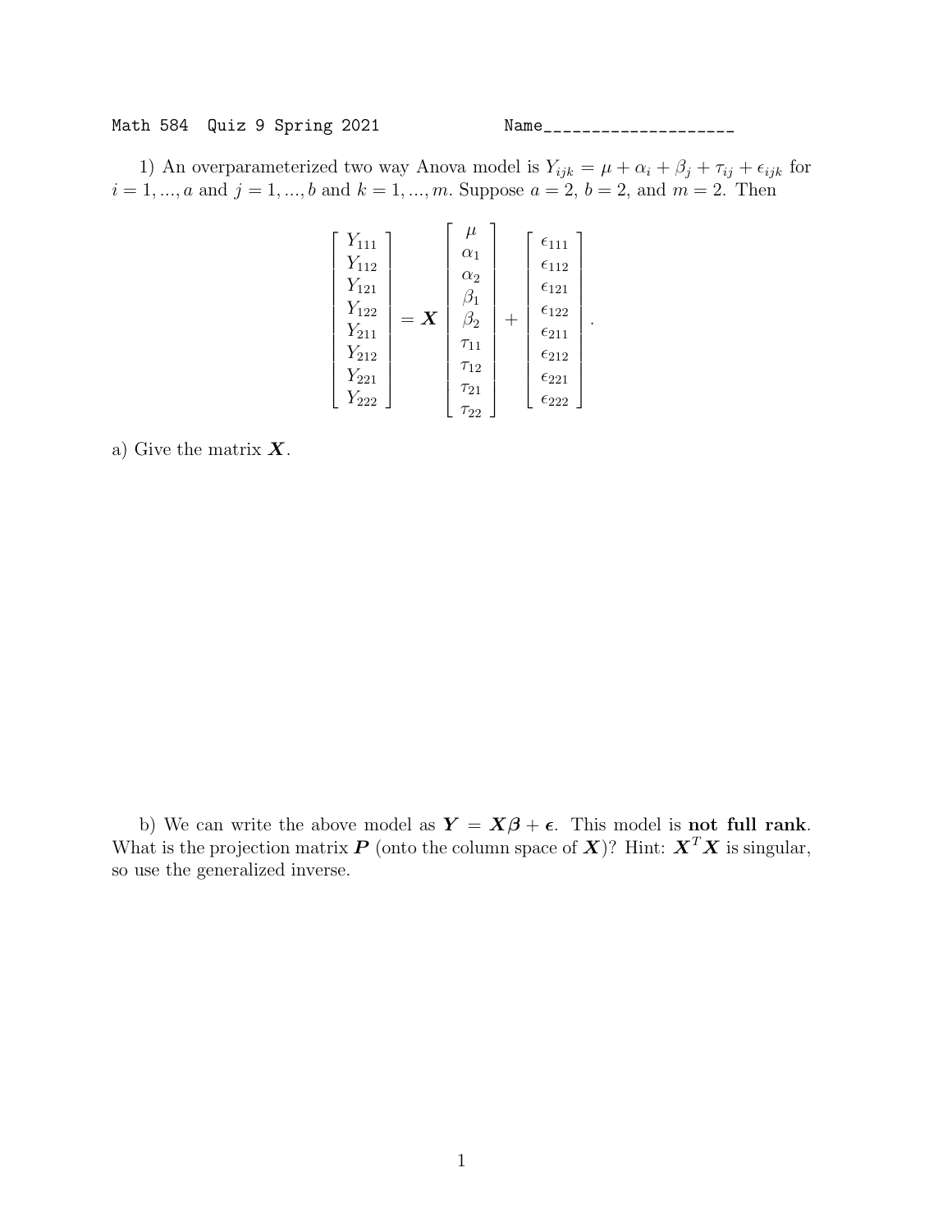Math 584 Quiz 9 Spring 2021 Name____________________

1) An overparameterized two way Anova model is $Y_{ijk} = \mu + \alpha_i + \beta_j + \tau_{ij} + \epsilon_{ijk}$ for $i = 1, ..., a$ and $j = 1, ..., b$ and $k = 1, ..., m$. Suppose $a = 2$, $b = 2$, and $m = 2$. Then

$$
\begin{bmatrix} Y_{111} \\ Y_{112} \\ Y_{121} \\ Y_{122} \\ Y_{211} \\ Y_{212} \\ Y_{221} \\ Y_{222} \end{bmatrix} = \boldsymbol{X} \begin{bmatrix} \mu \\ \alpha_1 \\ \alpha_2 \\ \beta_1 \\ \beta_2 \\ \tau_{11} \\ \tau_{12} \\ \tau_{21} \\ \tau_{22} \end{bmatrix} + \begin{bmatrix} \epsilon_{111} \\ \epsilon_{112} \\ \epsilon_{121} \\ \epsilon_{122} \\ \epsilon_{211} \\ \epsilon_{212} \\ \epsilon_{221} \\ \epsilon_{222} \end{bmatrix}.
$$

a) Give the matrix $\boldsymbol{X}$.

b) We can write the above model as $\boldsymbol{Y} = \boldsymbol{X\beta} + \boldsymbol{\epsilon}$. This model is **not full rank**. What is the projection matrix $\boldsymbol{P}$ (onto the column space of $\boldsymbol{X}$)? Hint: $\boldsymbol{X}^T\boldsymbol{X}$ is singular, so use the generalized inverse.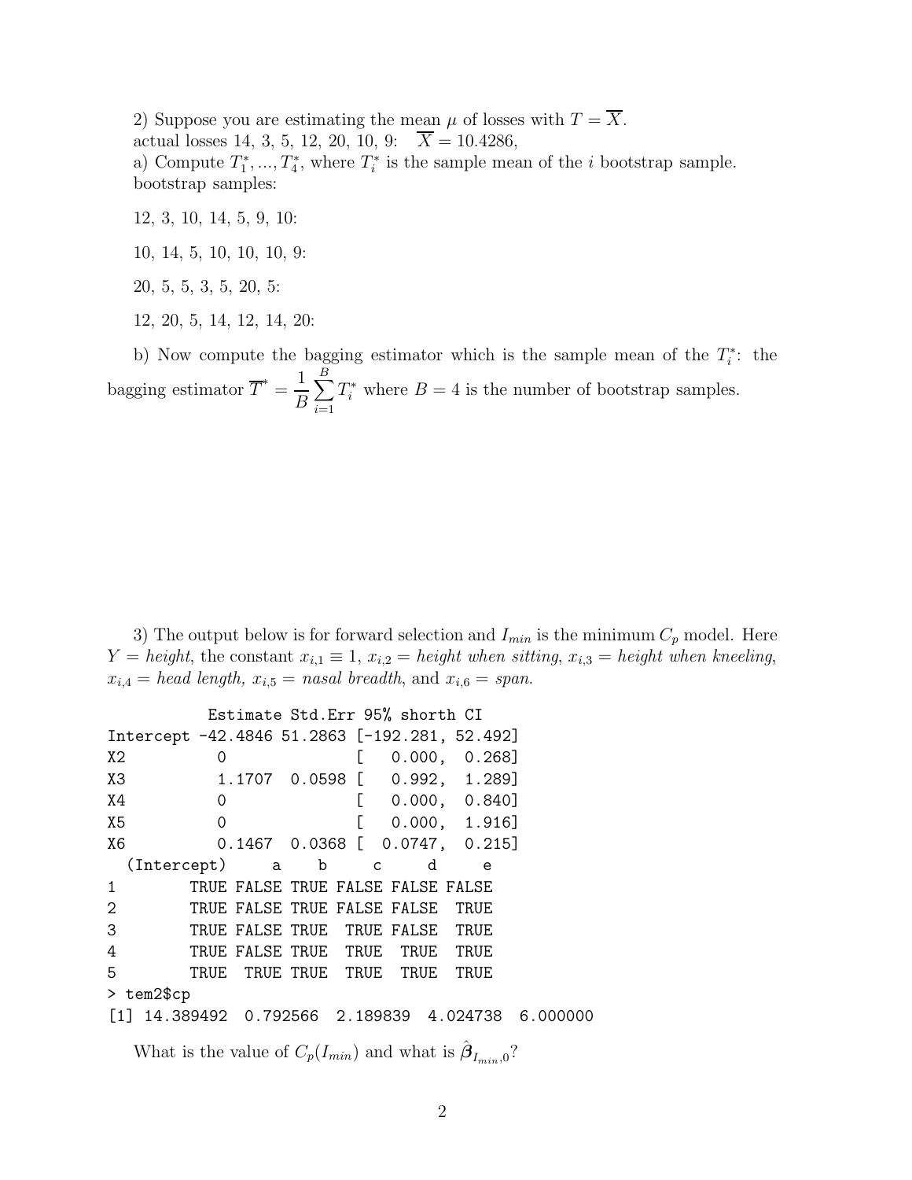2) Suppose you are estimating the mean $\mu$ of losses with $T = \overline{X}$.
actual losses 14, 3, 5, 12, 20, 10, 9: $\overline{X} = 10.4286$,
a) Compute $T_1^*, ..., T_4^*$, where $T_i^*$ is the sample mean of the $i$ bootstrap sample.
bootstrap samples:

12, 3, 10, 14, 5, 9, 10:

10, 14, 5, 10, 10, 10, 9:

20, 5, 5, 3, 5, 20, 5:

12, 20, 5, 14, 12, 14, 20:

b) Now compute the bagging estimator which is the sample mean of the $T_i^*$: the bagging estimator $\overline{T}^* = \frac{1}{B} \sum_{i=1}^{B} T_i^*$ where $B = 4$ is the number of bootstrap samples.

3) The output below is for forward selection and $I_{min}$ is the minimum $C_p$ model. Here $Y = height$, the constant $x_{i,1} \equiv 1$, $x_{i,2} = height\ when\ sitting$, $x_{i,3} = height\ when\ kneeling$, $x_{i,4} = head\ length$, $x_{i,5} = nasal\ breadth$, and $x_{i,6} = span$.

```
            Estimate Std.Err 95% shorth CI
Intercept -42.4846 51.2863 [-192.281, 52.492]
X2          0               [   0.000,  0.268]
X3          1.1707  0.0598 [   0.992,  1.289]
X4          0               [   0.000,  0.840]
X5          0               [   0.000,  1.916]
X6          0.1467  0.0368 [  0.0747,  0.215]
  (Intercept)     a    b     c     d     e
1        TRUE FALSE TRUE FALSE FALSE FALSE
2        TRUE FALSE TRUE FALSE FALSE  TRUE
3        TRUE FALSE TRUE  TRUE FALSE  TRUE
4        TRUE FALSE TRUE  TRUE  TRUE  TRUE
5        TRUE  TRUE TRUE  TRUE  TRUE  TRUE
> tem2$cp
[1] 14.389492  0.792566  2.189839  4.024738  6.000000
```

What is the value of $C_p(I_{min})$ and what is $\hat{\boldsymbol{\beta}}_{I_{min},0}$?